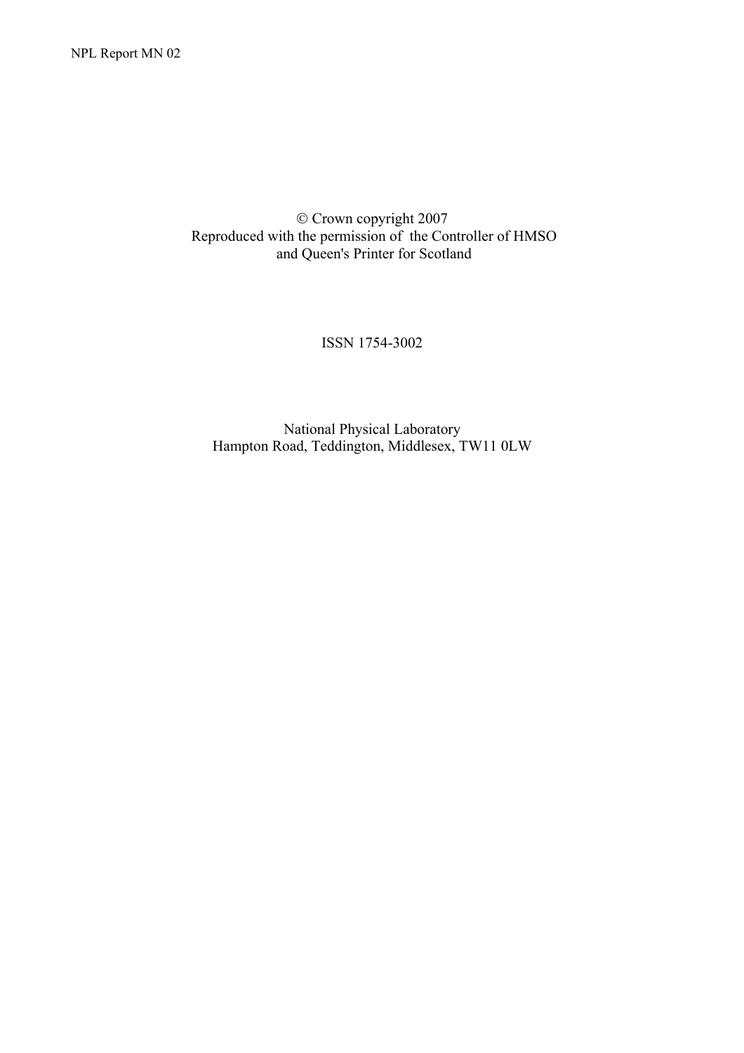© Crown copyright 2007
Reproduced with the permission of the Controller of HMSO
and Queen's Printer for Scotland

ISSN 1754-3002

National Physical Laboratory
Hampton Road, Teddington, Middlesex, TW11 0LW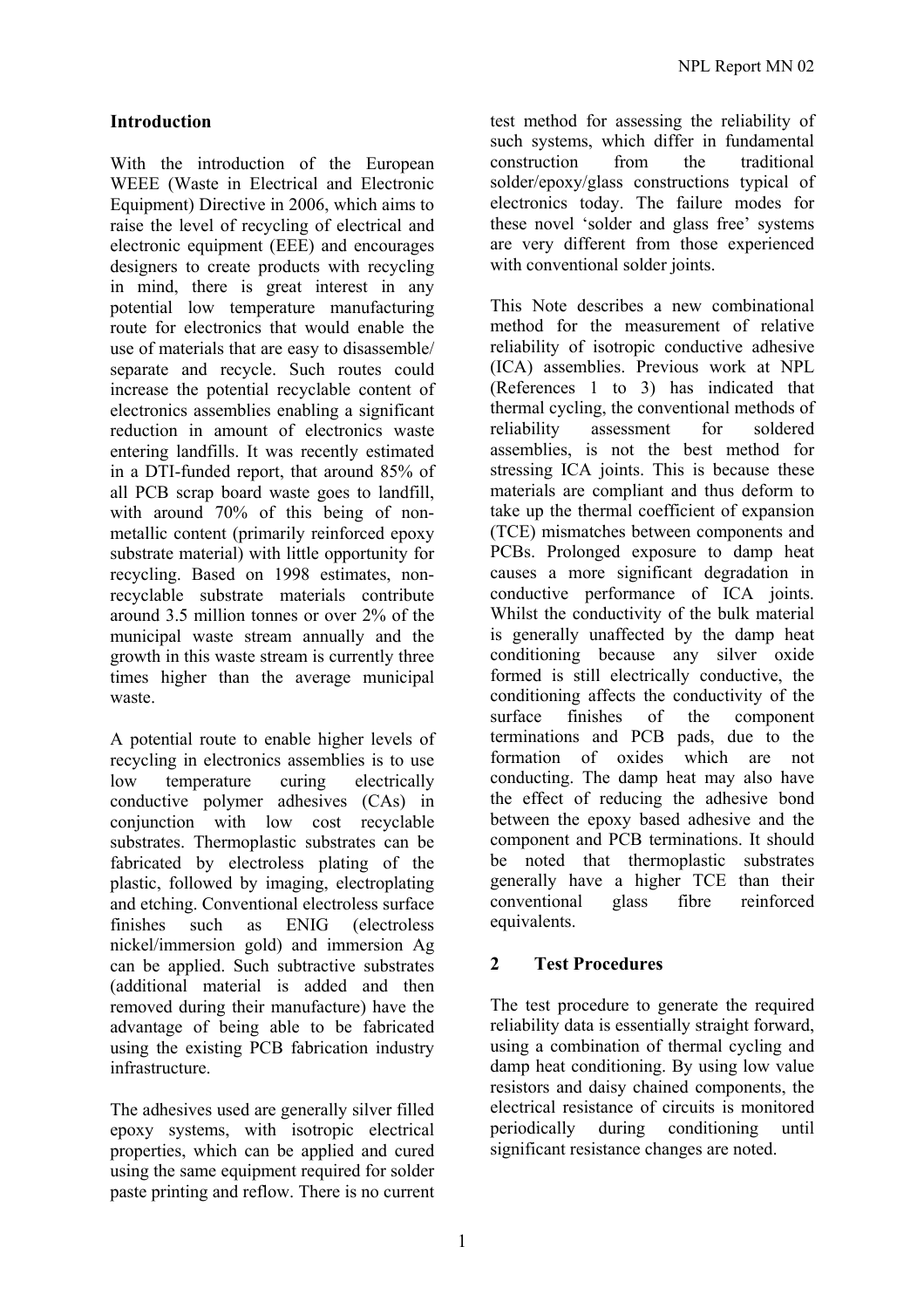## Introduction

With the introduction of the European WEEE (Waste in Electrical and Electronic Equipment) Directive in 2006, which aims to raise the level of recycling of electrical and electronic equipment (EEE) and encourages designers to create products with recycling in mind, there is great interest in any potential low temperature manufacturing route for electronics that would enable the use of materials that are easy to disassemble/ separate and recycle. Such routes could increase the potential recyclable content of electronics assemblies enabling a significant reduction in amount of electronics waste entering landfills. It was recently estimated in a DTI-funded report, that around 85% of all PCB scrap board waste goes to landfill, with around 70% of this being of non-metallic content (primarily reinforced epoxy substrate material) with little opportunity for recycling. Based on 1998 estimates, non-recyclable substrate materials contribute around 3.5 million tonnes or over 2% of the municipal waste stream annually and the growth in this waste stream is currently three times higher than the average municipal waste.

A potential route to enable higher levels of recycling in electronics assemblies is to use low temperature curing electrically conductive polymer adhesives (CAs) in conjunction with low cost recyclable substrates. Thermoplastic substrates can be fabricated by electroless plating of the plastic, followed by imaging, electroplating and etching. Conventional electroless surface finishes such as ENIG (electroless nickel/immersion gold) and immersion Ag can be applied. Such subtractive substrates (additional material is added and then removed during their manufacture) have the advantage of being able to be fabricated using the existing PCB fabrication industry infrastructure.

The adhesives used are generally silver filled epoxy systems, with isotropic electrical properties, which can be applied and cured using the same equipment required for solder paste printing and reflow. There is no current test method for assessing the reliability of such systems, which differ in fundamental construction from the traditional solder/epoxy/glass constructions typical of electronics today. The failure modes for these novel 'solder and glass free' systems are very different from those experienced with conventional solder joints.

This Note describes a new combinational method for the measurement of relative reliability of isotropic conductive adhesive (ICA) assemblies. Previous work at NPL (References 1 to 3) has indicated that thermal cycling, the conventional methods of reliability assessment for soldered assemblies, is not the best method for stressing ICA joints. This is because these materials are compliant and thus deform to take up the thermal coefficient of expansion (TCE) mismatches between components and PCBs. Prolonged exposure to damp heat causes a more significant degradation in conductive performance of ICA joints. Whilst the conductivity of the bulk material is generally unaffected by the damp heat conditioning because any silver oxide formed is still electrically conductive, the conditioning affects the conductivity of the surface finishes of the component terminations and PCB pads, due to the formation of oxides which are not conducting. The damp heat may also have the effect of reducing the adhesive bond between the epoxy based adhesive and the component and PCB terminations. It should be noted that thermoplastic substrates generally have a higher TCE than their conventional glass fibre reinforced equivalents.

## 2 Test Procedures

The test procedure to generate the required reliability data is essentially straight forward, using a combination of thermal cycling and damp heat conditioning. By using low value resistors and daisy chained components, the electrical resistance of circuits is monitored periodically during conditioning until significant resistance changes are noted.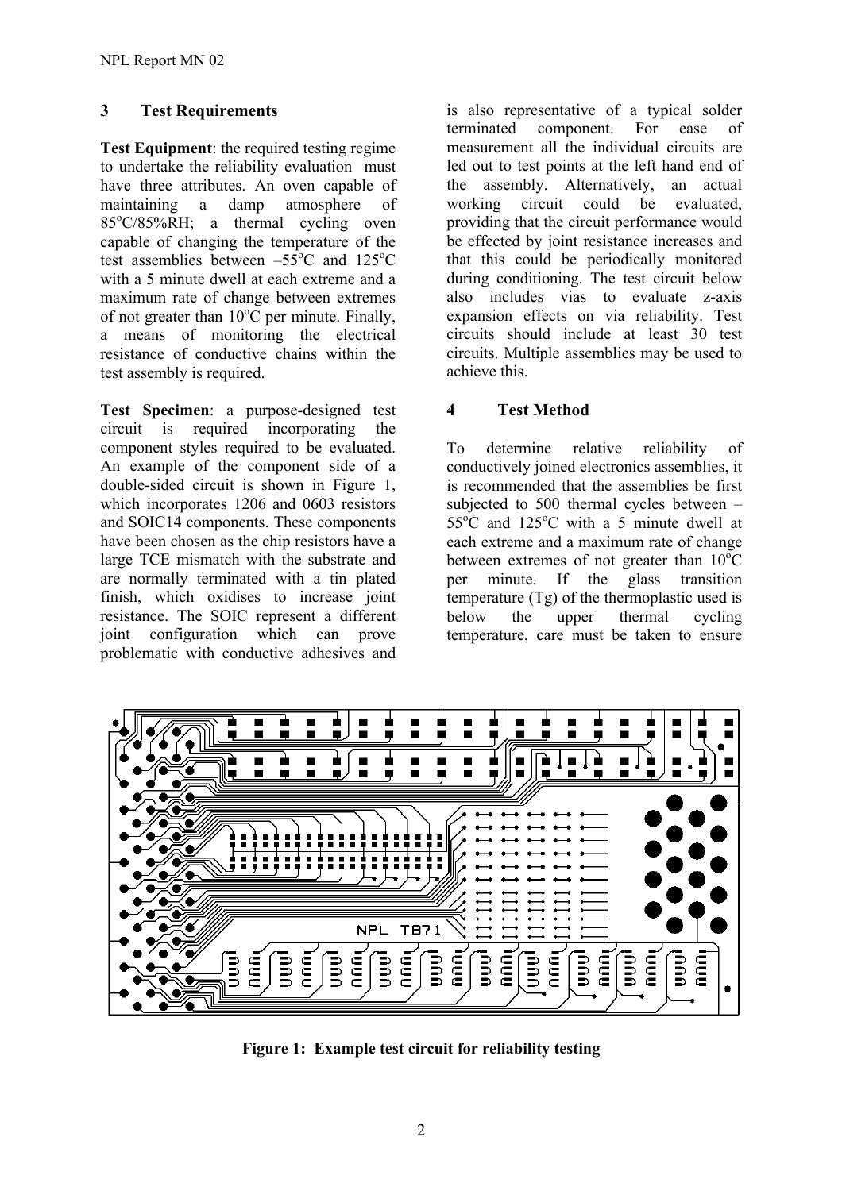## 3 Test Requirements

**Test Equipment**: the required testing regime to undertake the reliability evaluation must have three attributes. An oven capable of maintaining a damp atmosphere of 85°C/85%RH; a thermal cycling oven capable of changing the temperature of the test assemblies between –55°C and 125°C with a 5 minute dwell at each extreme and a maximum rate of change between extremes of not greater than 10°C per minute. Finally, a means of monitoring the electrical resistance of conductive chains within the test assembly is required.

**Test Specimen**: a purpose-designed test circuit is required incorporating the component styles required to be evaluated. An example of the component side of a double-sided circuit is shown in Figure 1, which incorporates 1206 and 0603 resistors and SOIC14 components. These components have been chosen as the chip resistors have a large TCE mismatch with the substrate and are normally terminated with a tin plated finish, which oxidises to increase joint resistance. The SOIC represent a different joint configuration which can prove problematic with conductive adhesives and is also representative of a typical solder terminated component. For ease of measurement all the individual circuits are led out to test points at the left hand end of the assembly. Alternatively, an actual working circuit could be evaluated, providing that the circuit performance would be effected by joint resistance increases and that this could be periodically monitored during conditioning. The test circuit below also includes vias to evaluate z-axis expansion effects on via reliability. Test circuits should include at least 30 test circuits. Multiple assemblies may be used to achieve this.

## 4 Test Method

To determine relative reliability of conductively joined electronics assemblies, it is recommended that the assemblies be first subjected to 500 thermal cycles between –55°C and 125°C with a 5 minute dwell at each extreme and a maximum rate of change between extremes of not greater than 10°C per minute. If the glass transition temperature (Tg) of the thermoplastic used is below the upper thermal cycling temperature, care must be taken to ensure

NPL T871

**Figure 1: Example test circuit for reliability testing**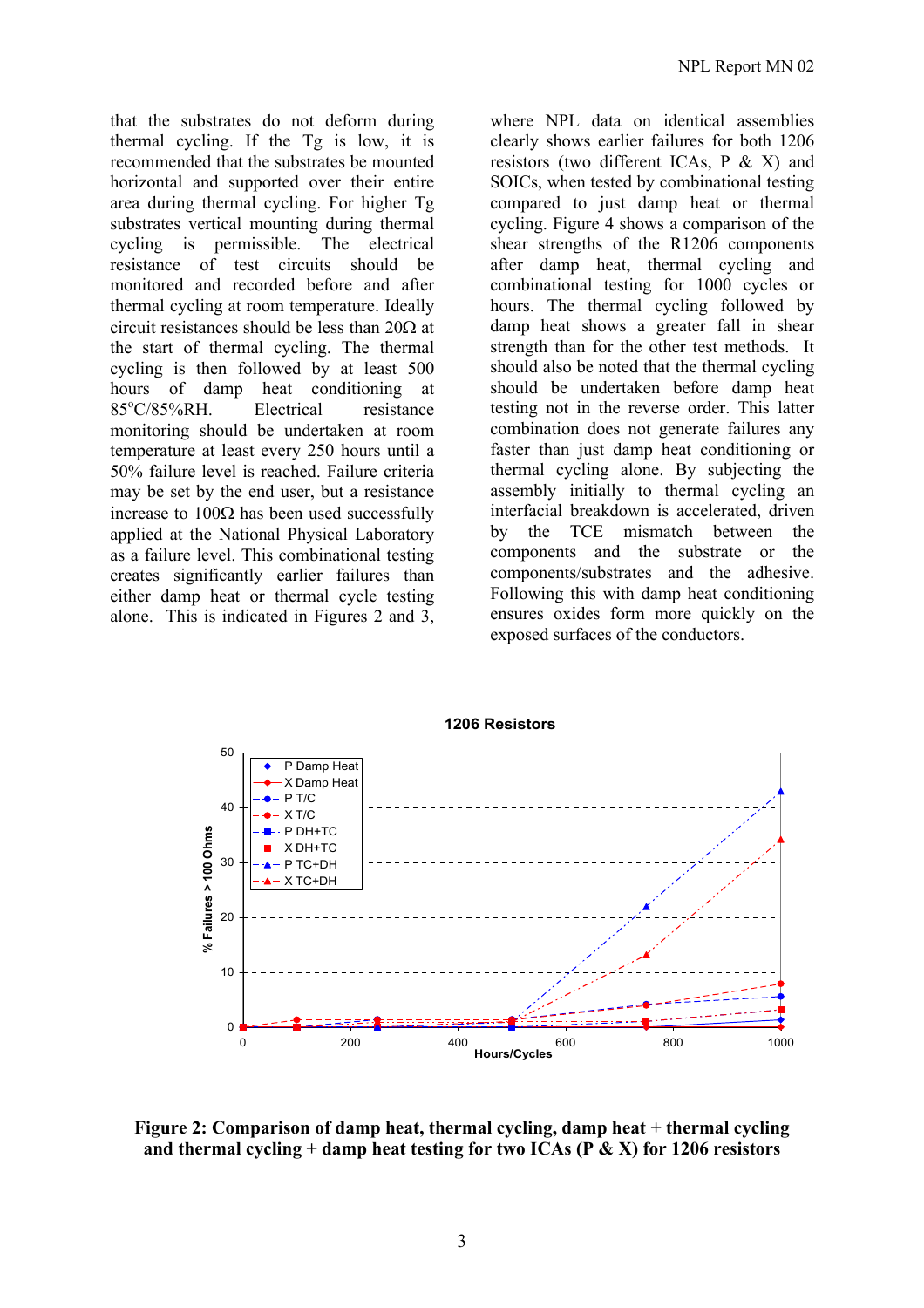that the substrates do not deform during thermal cycling. If the Tg is low, it is recommended that the substrates be mounted horizontal and supported over their entire area during thermal cycling. For higher Tg substrates vertical mounting during thermal cycling is permissible. The electrical resistance of test circuits should be monitored and recorded before and after thermal cycling at room temperature. Ideally circuit resistances should be less than 20Ω at the start of thermal cycling. The thermal cycling is then followed by at least 500 hours of damp heat conditioning at 85°C/85%RH. Electrical resistance monitoring should be undertaken at room temperature at least every 250 hours until a 50% failure level is reached. Failure criteria may be set by the end user, but a resistance increase to 100Ω has been used successfully applied at the National Physical Laboratory as a failure level. This combinational testing creates significantly earlier failures than either damp heat or thermal cycle testing alone. This is indicated in Figures 2 and 3, where NPL data on identical assemblies clearly shows earlier failures for both 1206 resistors (two different ICAs, P & X) and SOICs, when tested by combinational testing compared to just damp heat or thermal cycling. Figure 4 shows a comparison of the shear strengths of the R1206 components after damp heat, thermal cycling and combinational testing for 1000 cycles or hours. The thermal cycling followed by damp heat shows a greater fall in shear strength than for the other test methods. It should also be noted that the thermal cycling should be undertaken before damp heat testing not in the reverse order. This latter combination does not generate failures any faster than just damp heat conditioning or thermal cycling alone. By subjecting the assembly initially to thermal cycling an interfacial breakdown is accelerated, driven by the TCE mismatch between the components and the substrate or the components/substrates and the adhesive. Following this with damp heat conditioning ensures oxides form more quickly on the exposed surfaces of the conductors.

1206 Resistors

% Failures > 100 Ohms

Hours/Cycles

0, 10, 20, 30, 40, 50

0, 200, 400, 600, 800, 1000

P Damp Heat
X Damp Heat
P T/C
X T/C
P DH+TC
X DH+TC
P TC+DH
X TC+DH

**Figure 2: Comparison of damp heat, thermal cycling, damp heat + thermal cycling and thermal cycling + damp heat testing for two ICAs (P & X) for 1206 resistors**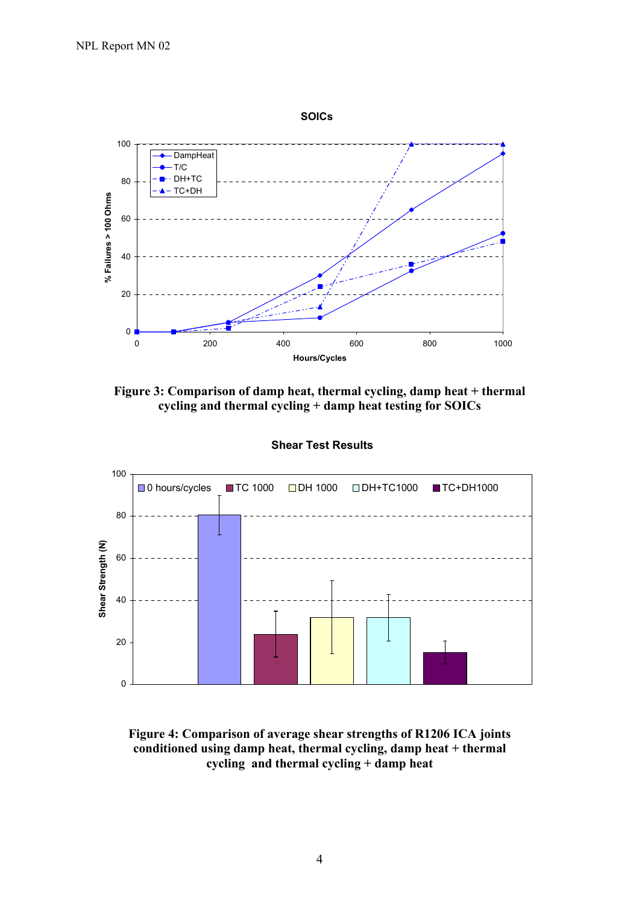Figure 3: Comparison of damp heat, thermal cycling, damp heat + thermal cycling and thermal cycling + damp heat testing for SOICs

Figure 4: Comparison of average shear strengths of R1206 ICA joints conditioned using damp heat, thermal cycling, damp heat + thermal cycling and thermal cycling + damp heat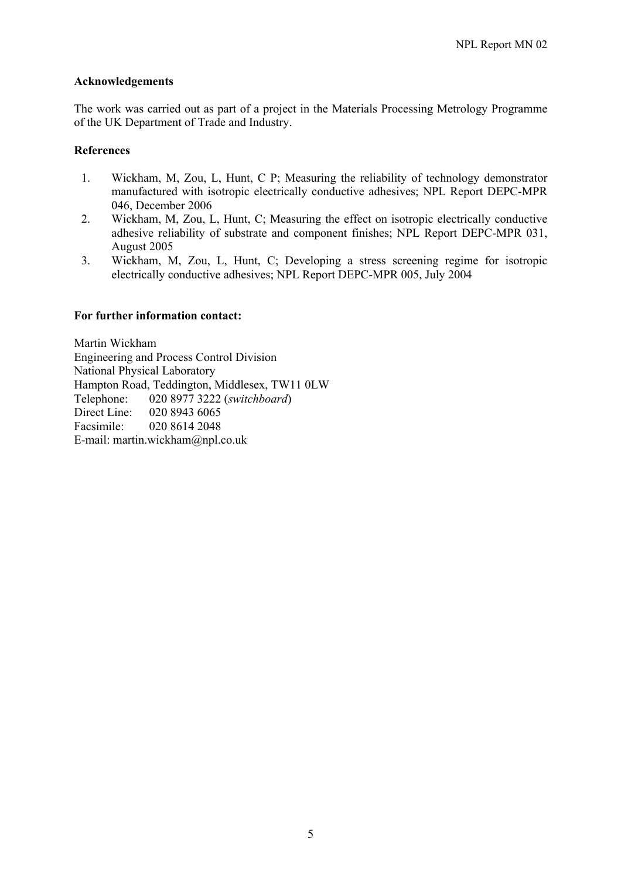**Acknowledgements**

The work was carried out as part of a project in the Materials Processing Metrology Programme of the UK Department of Trade and Industry.

**References**

1. Wickham, M, Zou, L, Hunt, C P; Measuring the reliability of technology demonstrator manufactured with isotropic electrically conductive adhesives; NPL Report DEPC-MPR 046, December 2006
2. Wickham, M, Zou, L, Hunt, C; Measuring the effect on isotropic electrically conductive adhesive reliability of substrate and component finishes; NPL Report DEPC-MPR 031, August 2005
3. Wickham, M, Zou, L, Hunt, C; Developing a stress screening regime for isotropic electrically conductive adhesives; NPL Report DEPC-MPR 005, July 2004

**For further information contact:**

Martin Wickham
Engineering and Process Control Division
National Physical Laboratory
Hampton Road, Teddington, Middlesex, TW11 0LW
Telephone: 020 8977 3222 (*switchboard*)
Direct Line: 020 8943 6065
Facsimile: 020 8614 2048
E-mail: martin.wickham@npl.co.uk